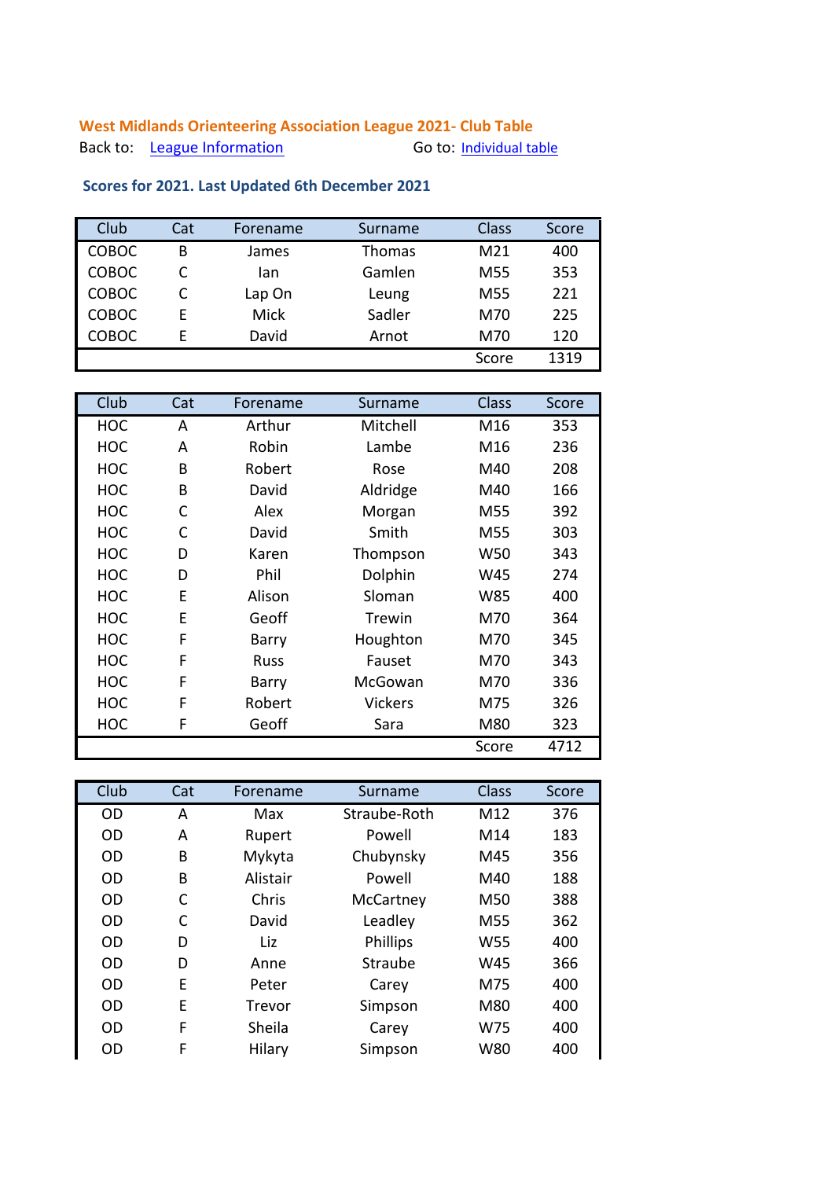## West Midlands Orienteering Association League 2021- Club Table

Back to: League Information Go to: Individual table

### Scores for 2021. Last Updated 6th December 2021

| Club | Cat | Forename | Surname | Class | Score |
|---|---|---|---|---|---|
| COBOC | B | James | Thomas | M21 | 400 |
| COBOC | C | Ian | Gamlen | M55 | 353 |
| COBOC | C | Lap On | Leung | M55 | 221 |
| COBOC | E | Mick | Sadler | M70 | 225 |
| COBOC | E | David | Arnot | M70 | 120 |
| | | | | Score | 1319 |

| Club | Cat | Forename | Surname | Class | Score |
|---|---|---|---|---|---|
| HOC | A | Arthur | Mitchell | M16 | 353 |
| HOC | A | Robin | Lambe | M16 | 236 |
| HOC | B | Robert | Rose | M40 | 208 |
| HOC | B | David | Aldridge | M40 | 166 |
| HOC | C | Alex | Morgan | M55 | 392 |
| HOC | C | David | Smith | M55 | 303 |
| HOC | D | Karen | Thompson | W50 | 343 |
| HOC | D | Phil | Dolphin | W45 | 274 |
| HOC | E | Alison | Sloman | W85 | 400 |
| HOC | E | Geoff | Trewin | M70 | 364 |
| HOC | F | Barry | Houghton | M70 | 345 |
| HOC | F | Russ | Fauset | M70 | 343 |
| HOC | F | Barry | McGowan | M70 | 336 |
| HOC | F | Robert | Vickers | M75 | 326 |
| HOC | F | Geoff | Sara | M80 | 323 |
| | | | | Score | 4712 |

| Club | Cat | Forename | Surname | Class | Score |
|---|---|---|---|---|---|
| OD | A | Max | Straube-Roth | M12 | 376 |
| OD | A | Rupert | Powell | M14 | 183 |
| OD | B | Mykyta | Chubynsky | M45 | 356 |
| OD | B | Alistair | Powell | M40 | 188 |
| OD | C | Chris | McCartney | M50 | 388 |
| OD | C | David | Leadley | M55 | 362 |
| OD | D | Liz | Phillips | W55 | 400 |
| OD | D | Anne | Straube | W45 | 366 |
| OD | E | Peter | Carey | M75 | 400 |
| OD | E | Trevor | Simpson | M80 | 400 |
| OD | F | Sheila | Carey | W75 | 400 |
| OD | F | Hilary | Simpson | W80 | 400 |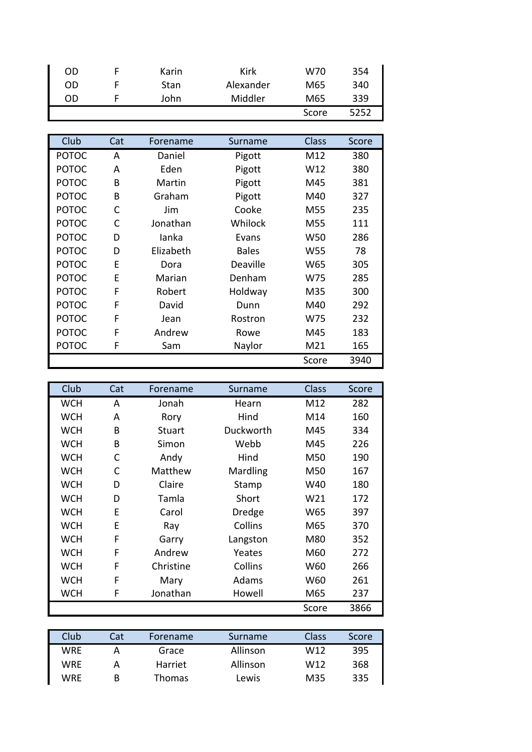| | | | | | |
|---|---|---|---|---|---|
| OD | F | Karin | Kirk | W70 | 354 |
| OD | F | Stan | Alexander | M65 | 340 |
| OD | F | John | Middler | M65 | 339 |
| | | | | Score | 5252 |

| Club | Cat | Forename | Surname | Class | Score |
|---|---|---|---|---|---|
| POTOC | A | Daniel | Pigott | M12 | 380 |
| POTOC | A | Eden | Pigott | W12 | 380 |
| POTOC | B | Martin | Pigott | M45 | 381 |
| POTOC | B | Graham | Pigott | M40 | 327 |
| POTOC | C | Jim | Cooke | M55 | 235 |
| POTOC | C | Jonathan | Whilock | M55 | 111 |
| POTOC | D | Ianka | Evans | W50 | 286 |
| POTOC | D | Elizabeth | Bales | W55 | 78 |
| POTOC | E | Dora | Deaville | W65 | 305 |
| POTOC | E | Marian | Denham | W75 | 285 |
| POTOC | F | Robert | Holdway | M35 | 300 |
| POTOC | F | David | Dunn | M40 | 292 |
| POTOC | F | Jean | Rostron | W75 | 232 |
| POTOC | F | Andrew | Rowe | M45 | 183 |
| POTOC | F | Sam | Naylor | M21 | 165 |
| | | | | Score | 3940 |

| Club | Cat | Forename | Surname | Class | Score |
|---|---|---|---|---|---|
| WCH | A | Jonah | Hearn | M12 | 282 |
| WCH | A | Rory | Hind | M14 | 160 |
| WCH | B | Stuart | Duckworth | M45 | 334 |
| WCH | B | Simon | Webb | M45 | 226 |
| WCH | C | Andy | Hind | M50 | 190 |
| WCH | C | Matthew | Mardling | M50 | 167 |
| WCH | D | Claire | Stamp | W40 | 180 |
| WCH | D | Tamla | Short | W21 | 172 |
| WCH | E | Carol | Dredge | W65 | 397 |
| WCH | E | Ray | Collins | M65 | 370 |
| WCH | F | Garry | Langston | M80 | 352 |
| WCH | F | Andrew | Yeates | M60 | 272 |
| WCH | F | Christine | Collins | W60 | 266 |
| WCH | F | Mary | Adams | W60 | 261 |
| WCH | F | Jonathan | Howell | M65 | 237 |
| | | | | Score | 3866 |

| Club | Cat | Forename | Surname | Class | Score |
|---|---|---|---|---|---|
| WRE | A | Grace | Allinson | W12 | 395 |
| WRE | A | Harriet | Allinson | W12 | 368 |
| WRE | B | Thomas | Lewis | M35 | 335 |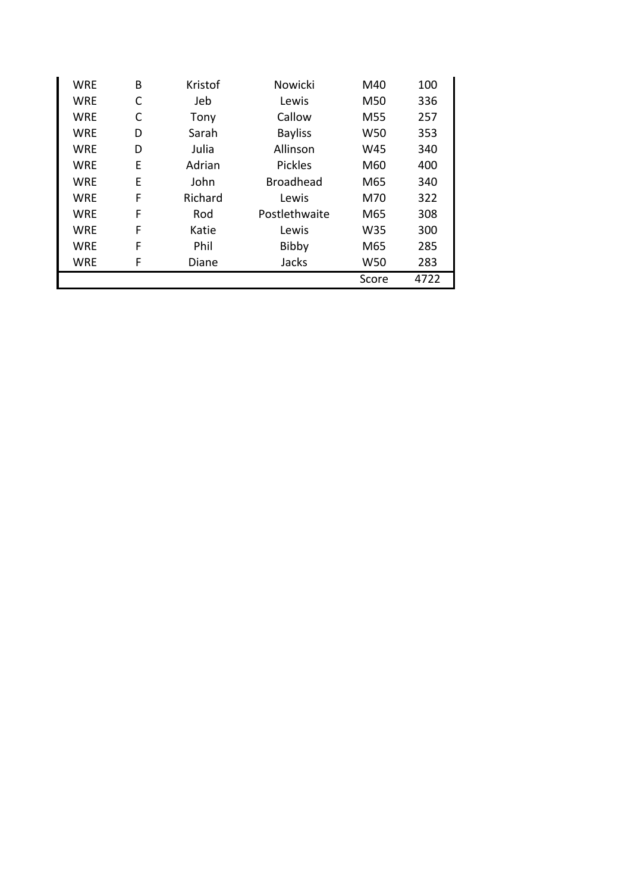| | | | | | |
|---|---|---|---|---|---|
| WRE | B | Kristof | Nowicki | M40 | 100 |
| WRE | C | Jeb | Lewis | M50 | 336 |
| WRE | C | Tony | Callow | M55 | 257 |
| WRE | D | Sarah | Bayliss | W50 | 353 |
| WRE | D | Julia | Allinson | W45 | 340 |
| WRE | E | Adrian | Pickles | M60 | 400 |
| WRE | E | John | Broadhead | M65 | 340 |
| WRE | F | Richard | Lewis | M70 | 322 |
| WRE | F | Rod | Postlethwaite | M65 | 308 |
| WRE | F | Katie | Lewis | W35 | 300 |
| WRE | F | Phil | Bibby | M65 | 285 |
| WRE | F | Diane | Jacks | W50 | 283 |
| | | | | Score | 4722 |